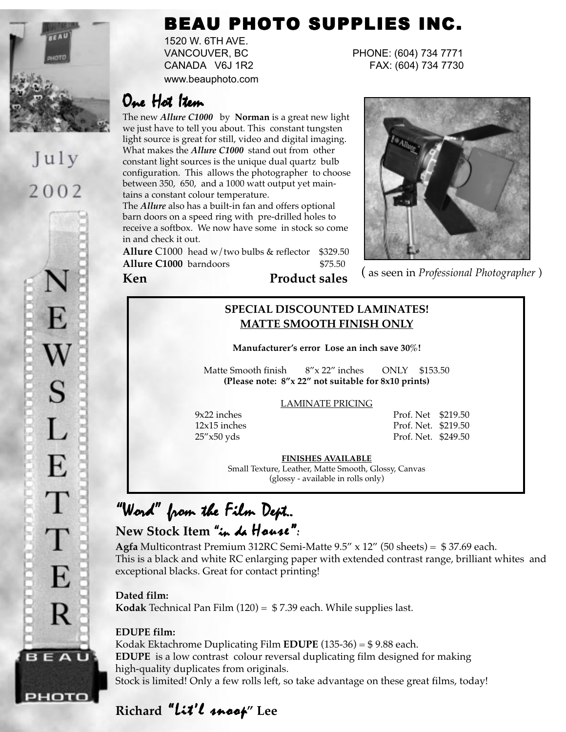# BEAU PHOTO SUPPLIES INC.

1520 W. 6TH AVE.
VANCOUVER, BC
CANADA V6J 1R2
www.beauphoto.com

PHONE: (604) 734 7771
FAX: (604) 734 7730

July 2002

NEWSLETTER

## One Hot Item

The new ***Allure C1000*** by **Norman** is a great new light we just have to tell you about. This constant tungsten light source is great for still, video and digital imaging. What makes the ***Allure C1000*** stand out from other constant light sources is the unique dual quartz bulb configuration. This allows the photographer to choose between 350, 650, and a 1000 watt output yet maintains a constant colour temperature.

The ***Allure*** also has a built-in fan and offers optional barn doors on a speed ring with pre-drilled holes to receive a softbox. We now have some in stock so come in and check it out.

**Allure** C1000 head w/two bulbs & reflector $329.50
**Allure C1000** barndoors $75.50

**Ken** **Product sales**

( as seen in *Professional Photographer* )

---

**SPECIAL DISCOUNTED LAMINATES!**
**MATTE SMOOTH FINISH ONLY**

**Manufacturer's error Lose an inch save 30%!**

Matte Smooth finish 8"x 22" inches ONLY $153.50
**(Please note: 8"x 22" not suitable for 8x10 prints)**

LAMINATE PRICING

| | | |
|---|---|---|
| 9x22 inches | Prof. Net | $219.50 |
| 12x15 inches | Prof. Net. | $219.50 |
| 25"x50 yds | Prof. Net. | $249.50 |

**FINISHES AVAILABLE**
Small Texture, Leather, Matte Smooth, Glossy, Canvas
(glossy - available in rolls only)

---

## "Word" from the Film Dept..

### New Stock Item "in da House":

**Agfa** Multicontrast Premium 312RC Semi-Matte 9.5" x 12" (50 sheets) = $ 37.69 each.
This is a black and white RC enlarging paper with extended contrast range, brilliant whites and exceptional blacks. Great for contact printing!

**Dated film:**
**Kodak** Technical Pan Film (120) = $ 7.39 each. While supplies last.

**EDUPE film:**
Kodak Ektachrome Duplicating Film **EDUPE** (135-36) = $ 9.88 each.
**EDUPE** is a low contrast colour reversal duplicating film designed for making high-quality duplicates from originals.
Stock is limited! Only a few rolls left, so take advantage on these great films, today!

**Richard "Lit'l snoop" Lee**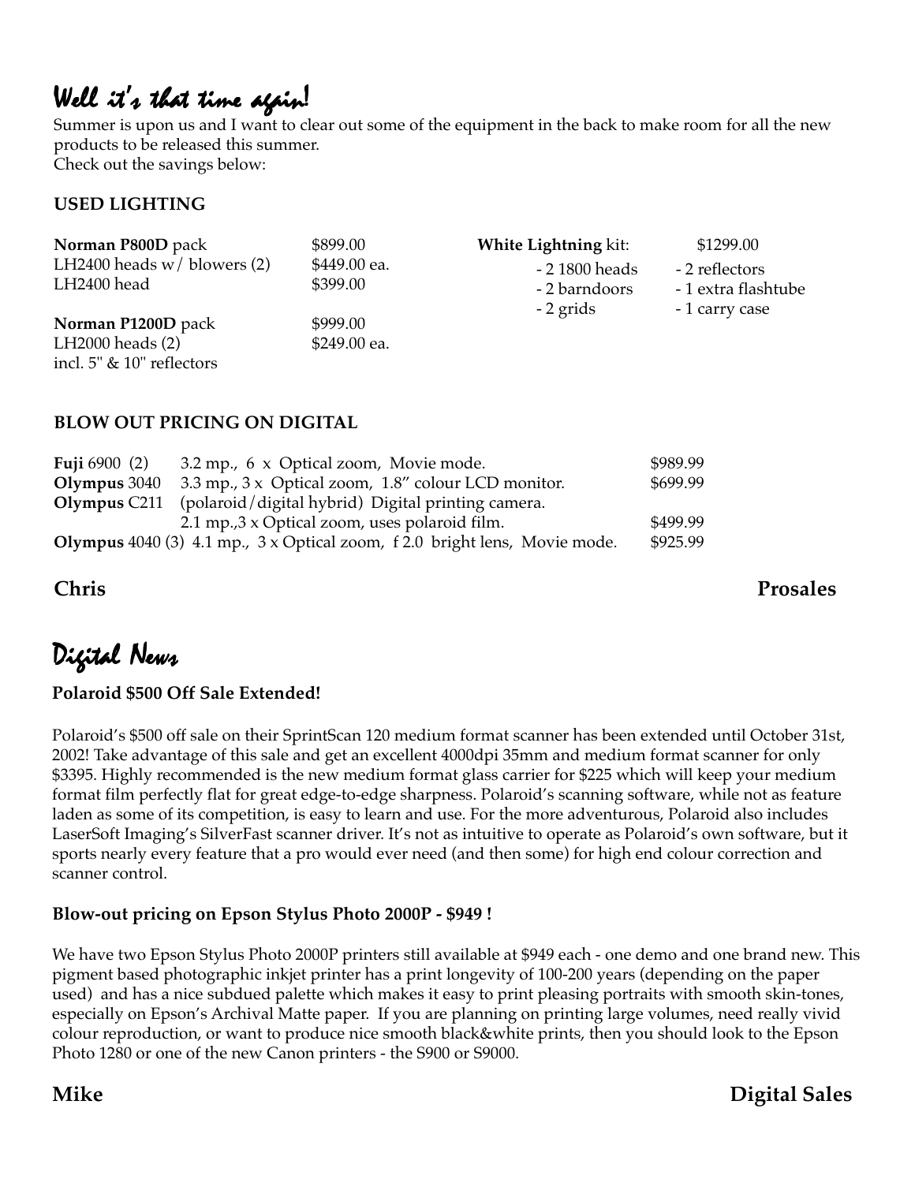# *Well it's that time again!*

Summer is upon us and I want to clear out some of the equipment in the back to make room for all the new products to be released this summer.
Check out the savings below:

### USED LIGHTING

| | |
|---|---|
| **Norman P800D** pack | $899.00 |
| LH2400 heads w/ blowers (2) | $449.00 ea. |
| LH2400 head | $399.00 |
| **Norman P1200D** pack | $999.00 |
| LH2000 heads (2) incl. 5" & 10" reflectors | $249.00 ea. |

**White Lightning** kit: $1299.00

- 2 1800 heads
- 2 barndoors
- 2 grids
- 2 reflectors
- 1 extra flashtube
- 1 carry case

### BLOW OUT PRICING ON DIGITAL

| | | |
|---|---|---|
| **Fuji** 6900 (2) | 3.2 mp., 6 x Optical zoom, Movie mode. | $989.99 |
| **Olympus** 3040 | 3.3 mp., 3 x Optical zoom, 1.8" colour LCD monitor. | $699.99 |
| **Olympus** C211 | (polaroid/digital hybrid) Digital printing camera. 2.1 mp.,3 x Optical zoom, uses polaroid film. | $499.99 |
| **Olympus** 4040 (3) | 4.1 mp., 3 x Optical zoom, f 2.0 bright lens, Movie mode. | $925.99 |

**Chris** **Prosales**

# *Digital News*

### Polaroid $500 Off Sale Extended!

Polaroid's $500 off sale on their SprintScan 120 medium format scanner has been extended until October 31st, 2002! Take advantage of this sale and get an excellent 4000dpi 35mm and medium format scanner for only $3395. Highly recommended is the new medium format glass carrier for $225 which will keep your medium format film perfectly flat for great edge-to-edge sharpness. Polaroid's scanning software, while not as feature laden as some of its competition, is easy to learn and use. For the more adventurous, Polaroid also includes LaserSoft Imaging's SilverFast scanner driver. It's not as intuitive to operate as Polaroid's own software, but it sports nearly every feature that a pro would ever need (and then some) for high end colour correction and scanner control.

### Blow-out pricing on Epson Stylus Photo 2000P - $949 !

We have two Epson Stylus Photo 2000P printers still available at $949 each - one demo and one brand new. This pigment based photographic inkjet printer has a print longevity of 100-200 years (depending on the paper used) and has a nice subdued palette which makes it easy to print pleasing portraits with smooth skin-tones, especially on Epson's Archival Matte paper. If you are planning on printing large volumes, need really vivid colour reproduction, or want to produce nice smooth black&white prints, then you should look to the Epson Photo 1280 or one of the new Canon printers - the S900 or S9000.

**Mike** **Digital Sales**